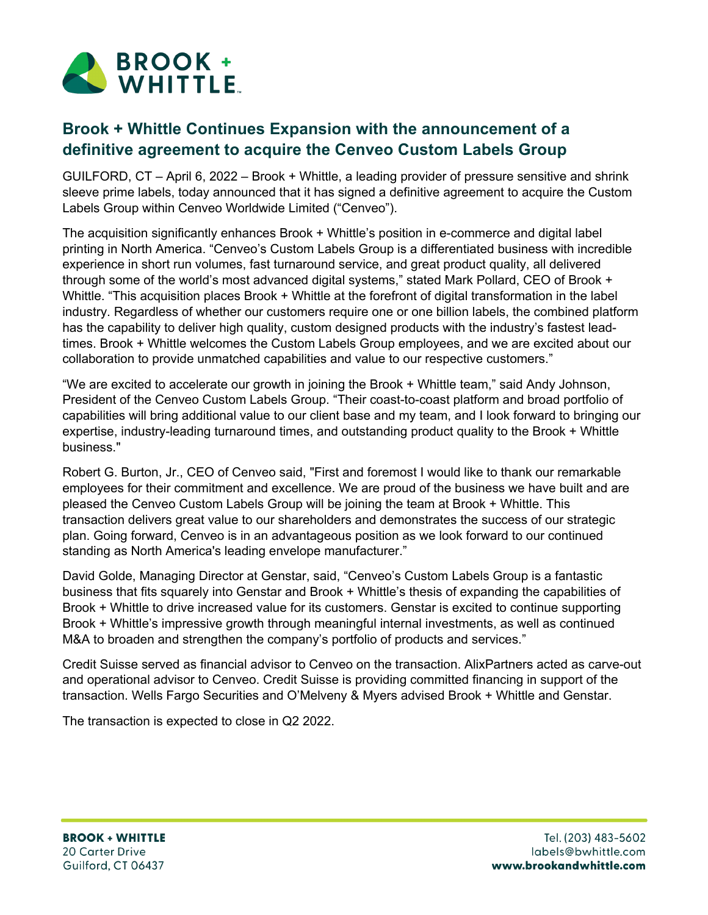# Brook + Whittle Continues Expansion with the announcement of a definitive agreement to acquire the Cenveo Custom Labels Group

GUILFORD, CT – April 6, 2022 – Brook + Whittle, a leading provider of pressure sensitive and shrink sleeve prime labels, today announced that it has signed a definitive agreement to acquire the Custom Labels Group within Cenveo Worldwide Limited ("Cenveo").

The acquisition significantly enhances Brook + Whittle's position in e-commerce and digital label printing in North America. "Cenveo's Custom Labels Group is a differentiated business with incredible experience in short run volumes, fast turnaround service, and great product quality, all delivered through some of the world's most advanced digital systems," stated Mark Pollard, CEO of Brook + Whittle. "This acquisition places Brook + Whittle at the forefront of digital transformation in the label industry. Regardless of whether our customers require one or one billion labels, the combined platform has the capability to deliver high quality, custom designed products with the industry's fastest lead-times. Brook + Whittle welcomes the Custom Labels Group employees, and we are excited about our collaboration to provide unmatched capabilities and value to our respective customers."

"We are excited to accelerate our growth in joining the Brook + Whittle team," said Andy Johnson, President of the Cenveo Custom Labels Group. "Their coast-to-coast platform and broad portfolio of capabilities will bring additional value to our client base and my team, and I look forward to bringing our expertise, industry-leading turnaround times, and outstanding product quality to the Brook + Whittle business."

Robert G. Burton, Jr., CEO of Cenveo said, "First and foremost I would like to thank our remarkable employees for their commitment and excellence. We are proud of the business we have built and are pleased the Cenveo Custom Labels Group will be joining the team at Brook + Whittle. This transaction delivers great value to our shareholders and demonstrates the success of our strategic plan. Going forward, Cenveo is in an advantageous position as we look forward to our continued standing as North America's leading envelope manufacturer."

David Golde, Managing Director at Genstar, said, "Cenveo's Custom Labels Group is a fantastic business that fits squarely into Genstar and Brook + Whittle's thesis of expanding the capabilities of Brook + Whittle to drive increased value for its customers. Genstar is excited to continue supporting Brook + Whittle's impressive growth through meaningful internal investments, as well as continued M&A to broaden and strengthen the company's portfolio of products and services."

Credit Suisse served as financial advisor to Cenveo on the transaction. AlixPartners acted as carve-out and operational advisor to Cenveo. Credit Suisse is providing committed financing in support of the transaction. Wells Fargo Securities and O'Melveny & Myers advised Brook + Whittle and Genstar.

The transaction is expected to close in Q2 2022.

**BROOK + WHITTLE**
20 Carter Drive
Guilford, CT 06437

Tel. (203) 483-5602
labels@bwhittle.com
**www.brookandwhittle.com**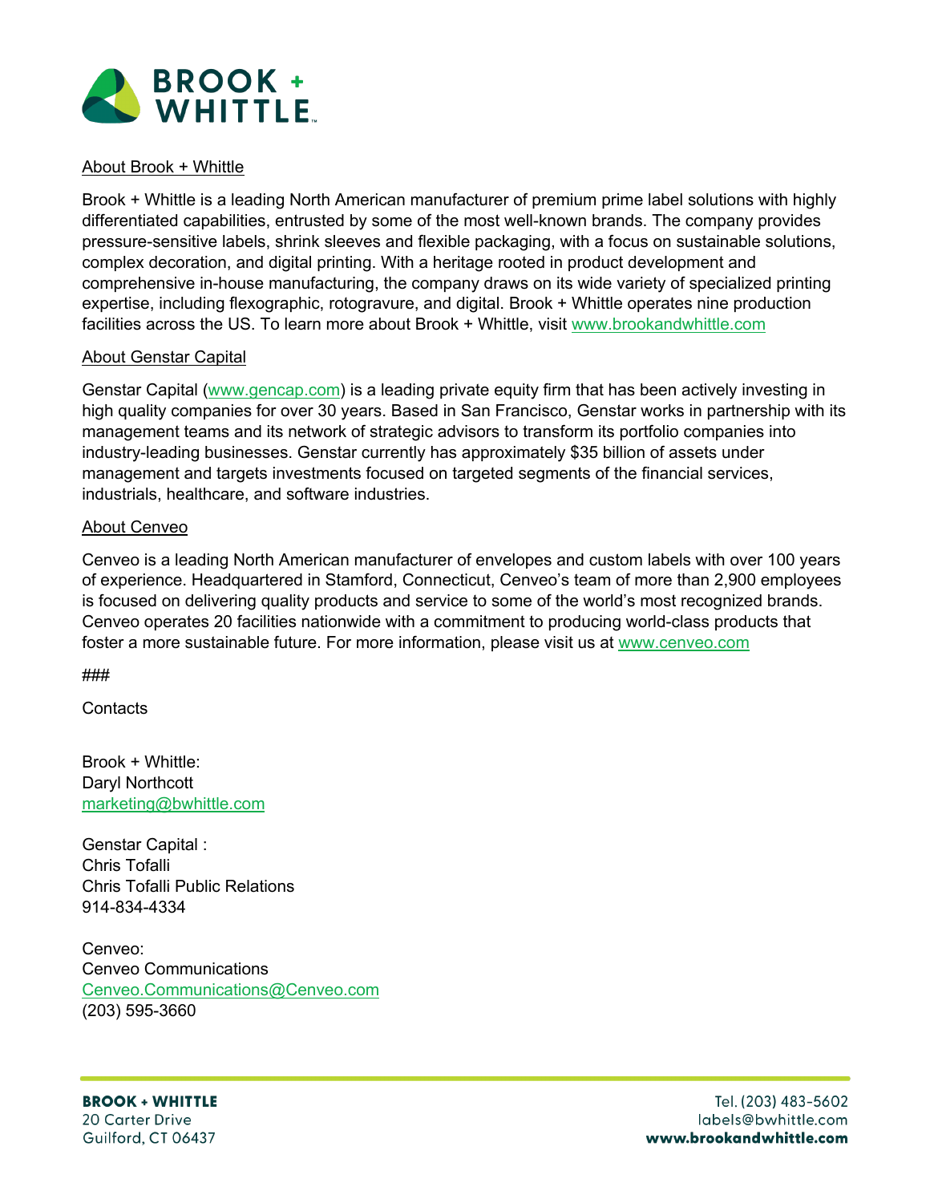About Brook + Whittle

Brook + Whittle is a leading North American manufacturer of premium prime label solutions with highly differentiated capabilities, entrusted by some of the most well-known brands. The company provides pressure-sensitive labels, shrink sleeves and flexible packaging, with a focus on sustainable solutions, complex decoration, and digital printing. With a heritage rooted in product development and comprehensive in-house manufacturing, the company draws on its wide variety of specialized printing expertise, including flexographic, rotogravure, and digital. Brook + Whittle operates nine production facilities across the US. To learn more about Brook + Whittle, visit www.brookandwhittle.com

About Genstar Capital

Genstar Capital (www.gencap.com) is a leading private equity firm that has been actively investing in high quality companies for over 30 years. Based in San Francisco, Genstar works in partnership with its management teams and its network of strategic advisors to transform its portfolio companies into industry-leading businesses. Genstar currently has approximately $35 billion of assets under management and targets investments focused on targeted segments of the financial services, industrials, healthcare, and software industries.

About Cenveo

Cenveo is a leading North American manufacturer of envelopes and custom labels with over 100 years of experience. Headquartered in Stamford, Connecticut, Cenveo's team of more than 2,900 employees is focused on delivering quality products and service to some of the world's most recognized brands. Cenveo operates 20 facilities nationwide with a commitment to producing world-class products that foster a more sustainable future. For more information, please visit us at www.cenveo.com

###

Contacts

Brook + Whittle:
Daryl Northcott
marketing@bwhittle.com

Genstar Capital :
Chris Tofalli
Chris Tofalli Public Relations
914-834-4334

Cenveo:
Cenveo Communications
Cenveo.Communications@Cenveo.com
(203) 595-3660

BROOK + WHITTLE
20 Carter Drive
Guilford, CT 06437

Tel. (203) 483-5602
labels@bwhittle.com
www.brookandwhittle.com